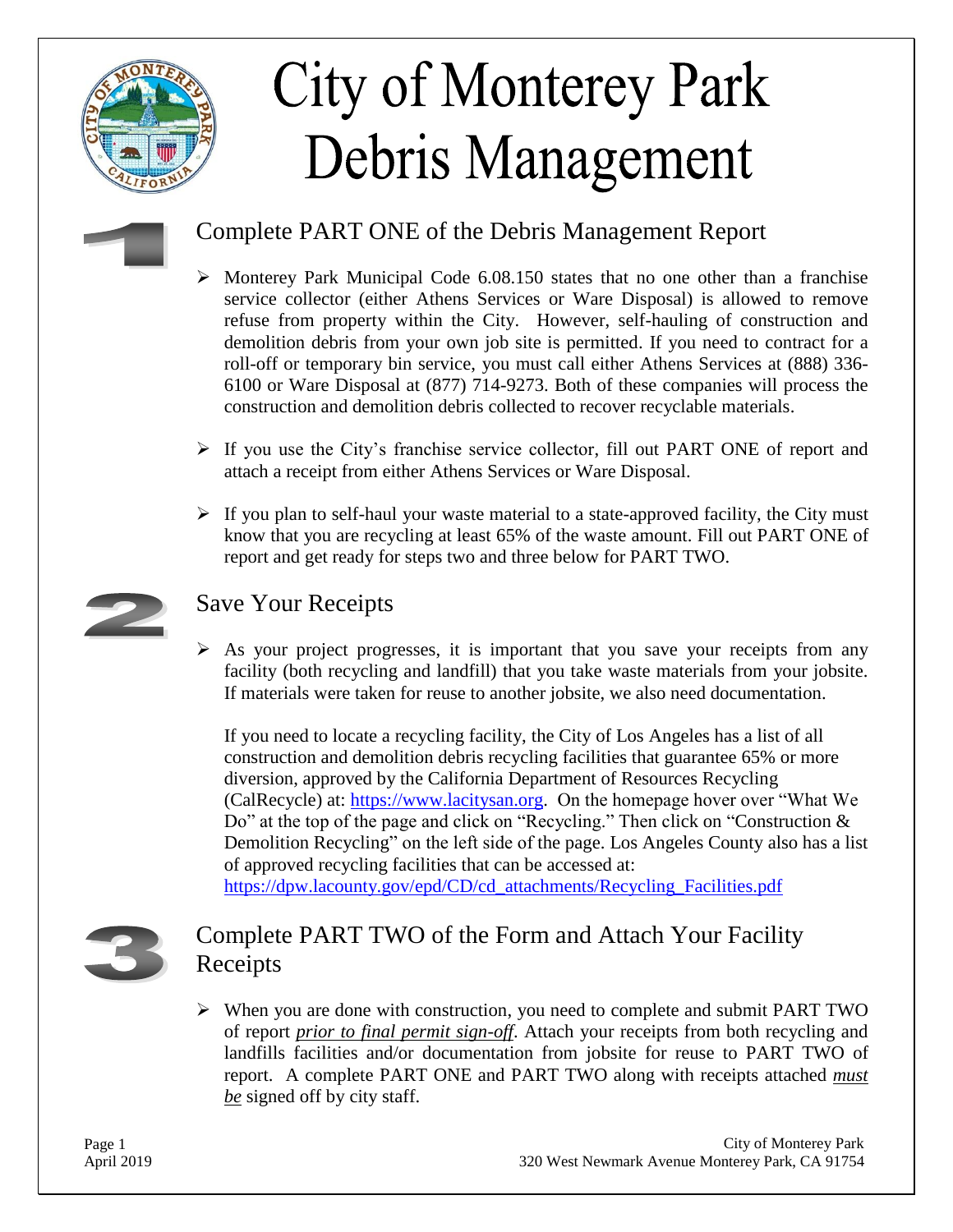# City of Monterey Park Debris Management

## 1 Complete PART ONE of the Debris Management Report

- Monterey Park Municipal Code 6.08.150 states that no one other than a franchise service collector (either Athens Services or Ware Disposal) is allowed to remove refuse from property within the City. However, self-hauling of construction and demolition debris from your own job site is permitted. If you need to contract for a roll-off or temporary bin service, you must call either Athens Services at (888) 336-6100 or Ware Disposal at (877) 714-9273. Both of these companies will process the construction and demolition debris collected to recover recyclable materials.

- If you use the City's franchise service collector, fill out PART ONE of report and attach a receipt from either Athens Services or Ware Disposal.

- If you plan to self-haul your waste material to a state-approved facility, the City must know that you are recycling at least 65% of the waste amount. Fill out PART ONE of report and get ready for steps two and three below for PART TWO.

## 2 Save Your Receipts

- As your project progresses, it is important that you save your receipts from any facility (both recycling and landfill) that you take waste materials from your jobsite. If materials were taken for reuse to another jobsite, we also need documentation.

  If you need to locate a recycling facility, the City of Los Angeles has a list of all construction and demolition debris recycling facilities that guarantee 65% or more diversion, approved by the California Department of Resources Recycling (CalRecycle) at: [https://www.lacitysan.org](https://www.lacitysan.org). On the homepage hover over "What We Do" at the top of the page and click on "Recycling." Then click on "Construction & Demolition Recycling" on the left side of the page. Los Angeles County also has a list of approved recycling facilities that can be accessed at: [https://dpw.lacounty.gov/epd/CD/cd_attachments/Recycling_Facilities.pdf](https://dpw.lacounty.gov/epd/CD/cd_attachments/Recycling_Facilities.pdf)

## 3 Complete PART TWO of the Form and Attach Your Facility Receipts

- When you are done with construction, you need to complete and submit PART TWO of report ***prior to final permit sign-off***. Attach your receipts from both recycling and landfills facilities and/or documentation from jobsite for reuse to PART TWO of report. A complete PART ONE and PART TWO along with receipts attached ***must be*** signed off by city staff.

April 2019

City of Monterey Park
320 West Newmark Avenue Monterey Park, CA 91754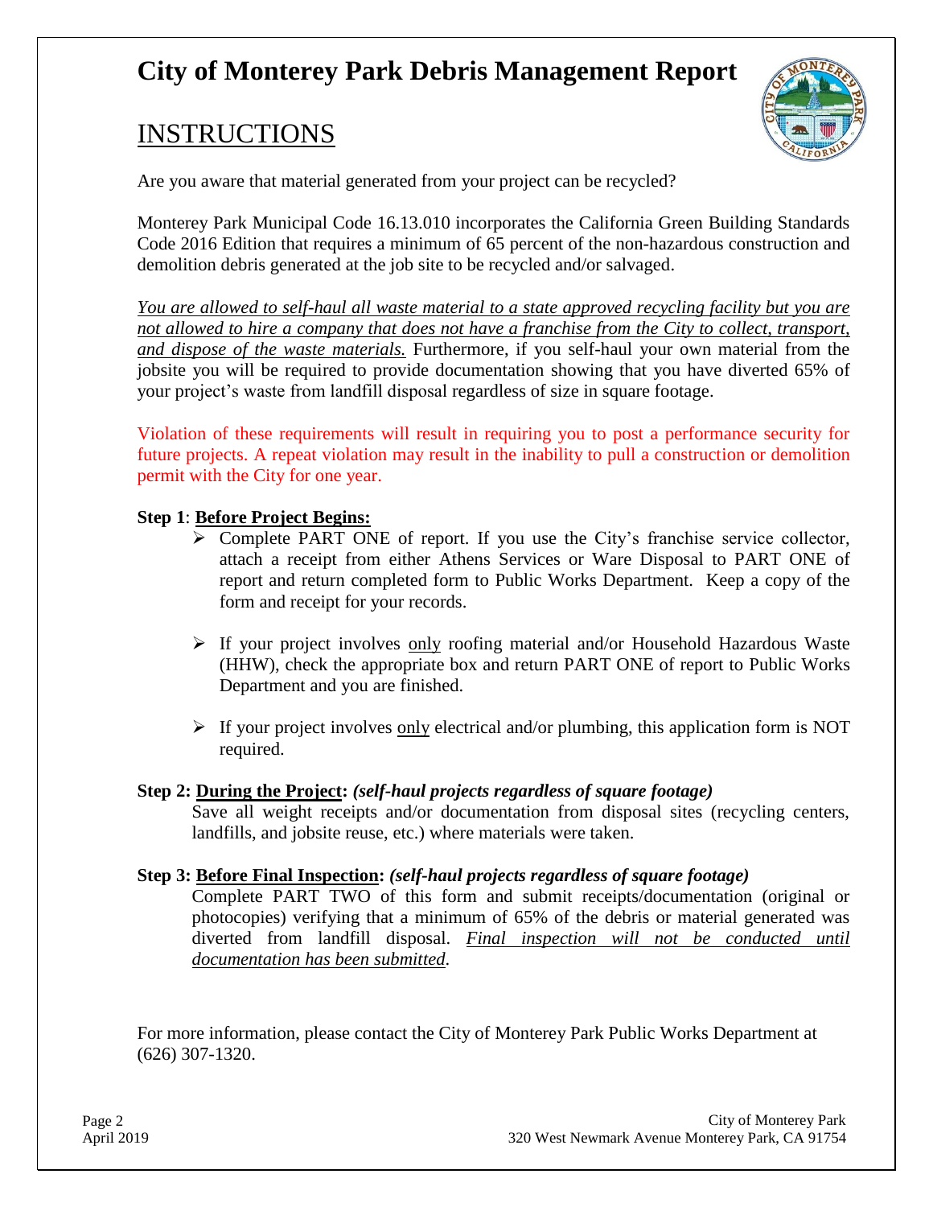# City of Monterey Park Debris Management Report

## INSTRUCTIONS

Are you aware that material generated from your project can be recycled?

Monterey Park Municipal Code 16.13.010 incorporates the California Green Building Standards Code 2016 Edition that requires a minimum of 65 percent of the non-hazardous construction and demolition debris generated at the job site to be recycled and/or salvaged.

*You are allowed to self-haul all waste material to a state approved recycling facility but you are not allowed to hire a company that does not have a franchise from the City to collect, transport, and dispose of the waste materials.* Furthermore, if you self-haul your own material from the jobsite you will be required to provide documentation showing that you have diverted 65% of your project's waste from landfill disposal regardless of size in square footage.

Violation of these requirements will result in requiring you to post a performance security for future projects. A repeat violation may result in the inability to pull a construction or demolition permit with the City for one year.

**Step 1**: **Before Project Begins:**

- Complete PART ONE of report. If you use the City's franchise service collector, attach a receipt from either Athens Services or Ware Disposal to PART ONE of report and return completed form to Public Works Department. Keep a copy of the form and receipt for your records.
- If your project involves only roofing material and/or Household Hazardous Waste (HHW), check the appropriate box and return PART ONE of report to Public Works Department and you are finished.
- If your project involves only electrical and/or plumbing, this application form is NOT required.

**Step 2: During the Project:** ***(self-haul projects regardless of square footage)***

Save all weight receipts and/or documentation from disposal sites (recycling centers, landfills, and jobsite reuse, etc.) where materials were taken.

**Step 3: Before Final Inspection:** ***(self-haul projects regardless of square footage)***

Complete PART TWO of this form and submit receipts/documentation (original or photocopies) verifying that a minimum of 65% of the debris or material generated was diverted from landfill disposal. *Final inspection will not be conducted until documentation has been submitted.*

For more information, please contact the City of Monterey Park Public Works Department at (626) 307-1320.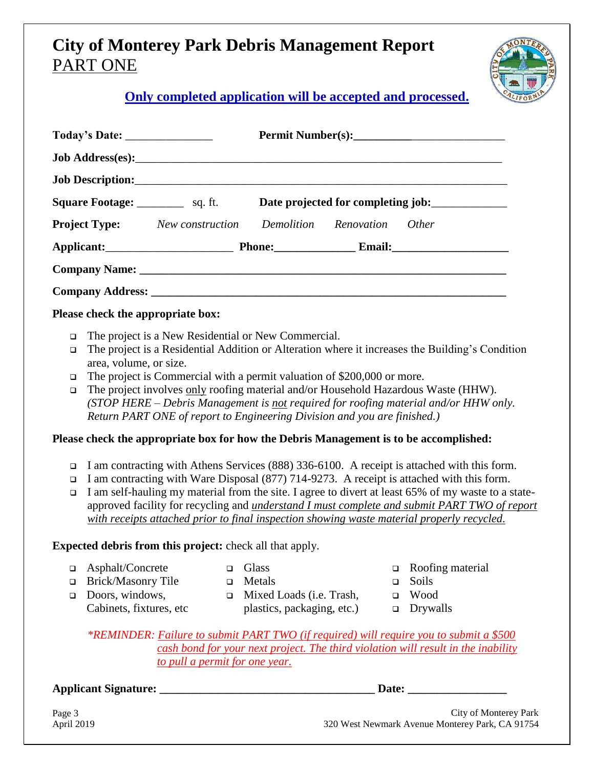# City of Monterey Park Debris Management Report

## PART ONE

**Only completed application will be accepted and processed.**

**Today's Date:** _______________ **Permit Number(s):**__________________________

**Job Address(es):**_______________________________________________________________

**Job Description:**_______________________________________________________________

**Square Footage:** ________ sq. ft. **Date projected for completing job:**_____________

**Project Type:** *New construction* *Demolition* *Renovation* *Other*

**Applicant:**_____________________ **Phone:**_____________ **Email:**___________________

**Company Name:** _________________________________________________________________

**Company Address:** _______________________________________________________________

**Please check the appropriate box:**

- ❑ The project is a New Residential or New Commercial.
- ❑ The project is a Residential Addition or Alteration where it increases the Building's Condition area, volume, or size.
- ❑ The project is Commercial with a permit valuation of $200,000 or more.
- ❑ The project involves only roofing material and/or Household Hazardous Waste (HHW). *(STOP HERE – Debris Management is not required for roofing material and/or HHW only. Return PART ONE of report to Engineering Division and you are finished.)*

**Please check the appropriate box for how the Debris Management is to be accomplished:**

- ❑ I am contracting with Athens Services (888) 336-6100. A receipt is attached with this form.
- ❑ I am contracting with Ware Disposal (877) 714-9273. A receipt is attached with this form.
- ❑ I am self-hauling my material from the site. I agree to divert at least 65% of my waste to a state-approved facility for recycling and *understand I must complete and submit PART TWO of report with receipts attached prior to final inspection showing waste material properly recycled.*

**Expected debris from this project:** check all that apply.

- ❑ Asphalt/Concrete
- ❑ Brick/Masonry Tile
- ❑ Doors, windows, Cabinets, fixtures, etc
- ❑ Glass
- ❑ Metals
- ❑ Mixed Loads (i.e. Trash, plastics, packaging, etc.)
- ❑ Roofing material
- ❑ Soils
- ❑ Wood
- ❑ Drywalls

*\*REMINDER: Failure to submit PART TWO (if required) will require you to submit a $500 cash bond for your next project. The third violation will result in the inability to pull a permit for one year.*

**Applicant Signature:** ____________________________________ **Date:** ________________

City of Monterey Park
320 West Newmark Avenue Monterey Park, CA 91754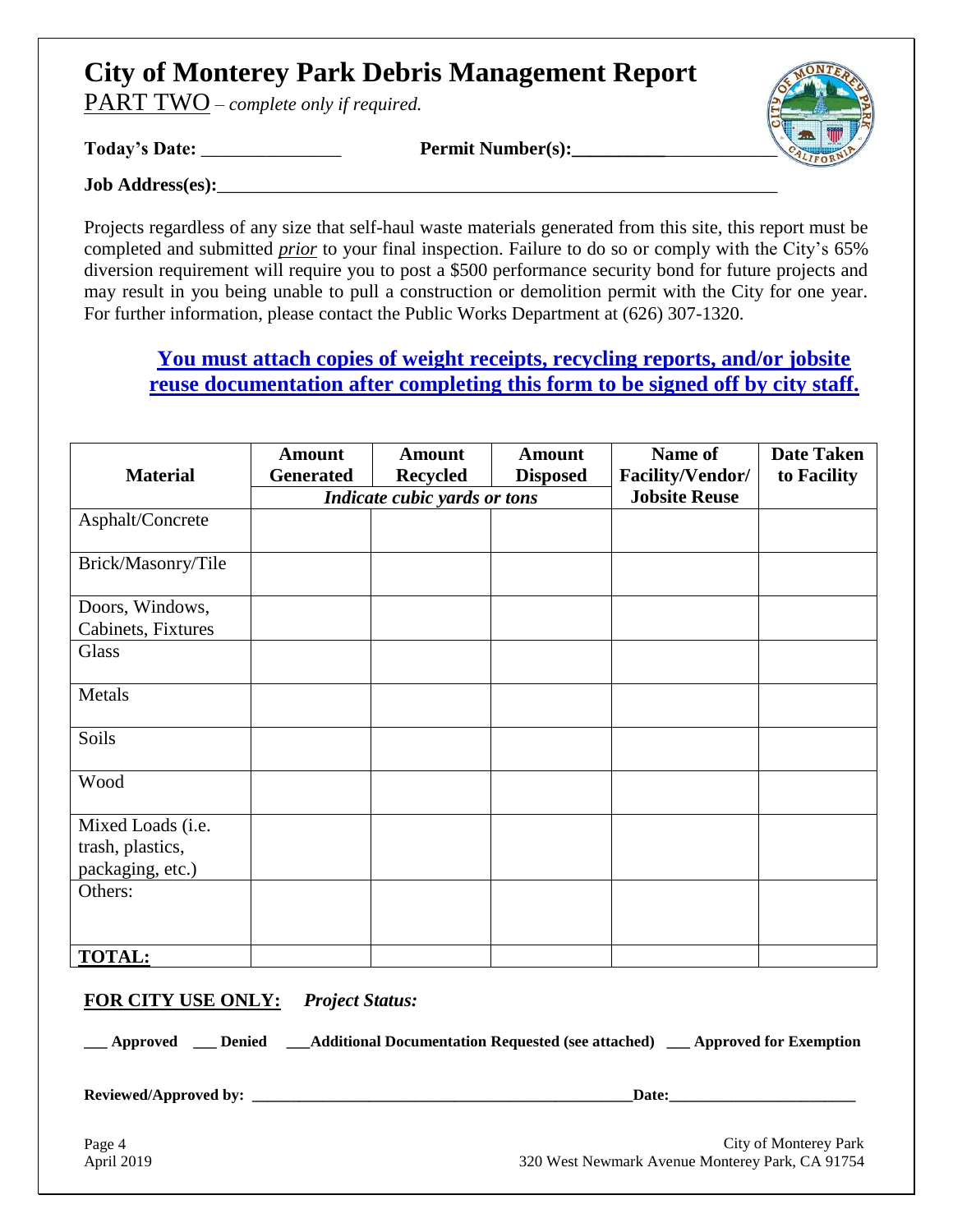# City of Monterey Park Debris Management Report

PART TWO – *complete only if required.*

**Today's Date:** _______________ **Permit Number(s):**______________________

**Job Address(es):**_______________________________________________________________

Projects regardless of any size that self-haul waste materials generated from this site, this report must be completed and submitted ***prior*** to your final inspection. Failure to do so or comply with the City's 65% diversion requirement will require you to post a $500 performance security bond for future projects and may result in you being unable to pull a construction or demolition permit with the City for one year. For further information, please contact the Public Works Department at (626) 307-1320.

**You must attach copies of weight receipts, recycling reports, and/or jobsite reuse documentation after completing this form to be signed off by city staff.**

| Material | Amount Generated | Amount Recycled | Amount Disposed | Name of Facility/Vendor/ Jobsite Reuse | Date Taken to Facility |
|---|---|---|---|---|---|
| | *Indicate cubic yards or tons* | | | | |
| Asphalt/Concrete | | | | | |
| Brick/Masonry/Tile | | | | | |
| Doors, Windows, Cabinets, Fixtures | | | | | |
| Glass | | | | | |
| Metals | | | | | |
| Soils | | | | | |
| Wood | | | | | |
| Mixed Loads (i.e. trash, plastics, packaging, etc.) | | | | | |
| Others: | | | | | |
| **TOTAL:** | | | | | |

**FOR CITY USE ONLY:** ***Project Status:***

**___ Approved ___ Denied ___Additional Documentation Requested (see attached) ___ Approved for Exemption**

**Reviewed/Approved by:** _________________________________________________**Date:**_______________________

April 2019

City of Monterey Park
320 West Newmark Avenue Monterey Park, CA 91754